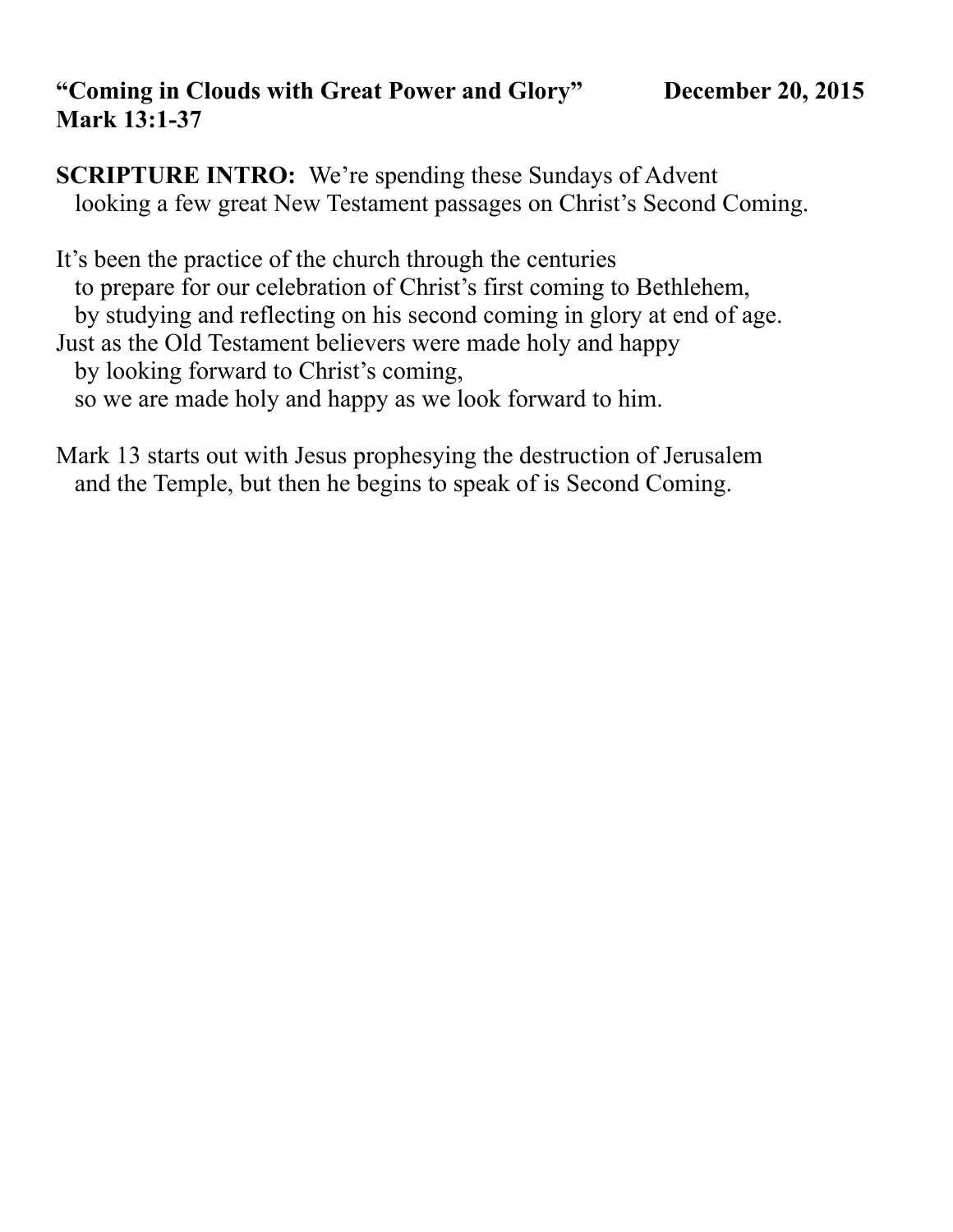**"Coming in Clouds with Great Power and Glory"** **December 20, 2015**
**Mark 13:1-37**

**SCRIPTURE INTRO:** We're spending these Sundays of Advent
looking a few great New Testament passages on Christ's Second Coming.

It's been the practice of the church through the centuries
to prepare for our celebration of Christ's first coming to Bethlehem,
by studying and reflecting on his second coming in glory at end of age.
Just as the Old Testament believers were made holy and happy
by looking forward to Christ's coming,
so we are made holy and happy as we look forward to him.

Mark 13 starts out with Jesus prophesying the destruction of Jerusalem
and the Temple, but then he begins to speak of is Second Coming.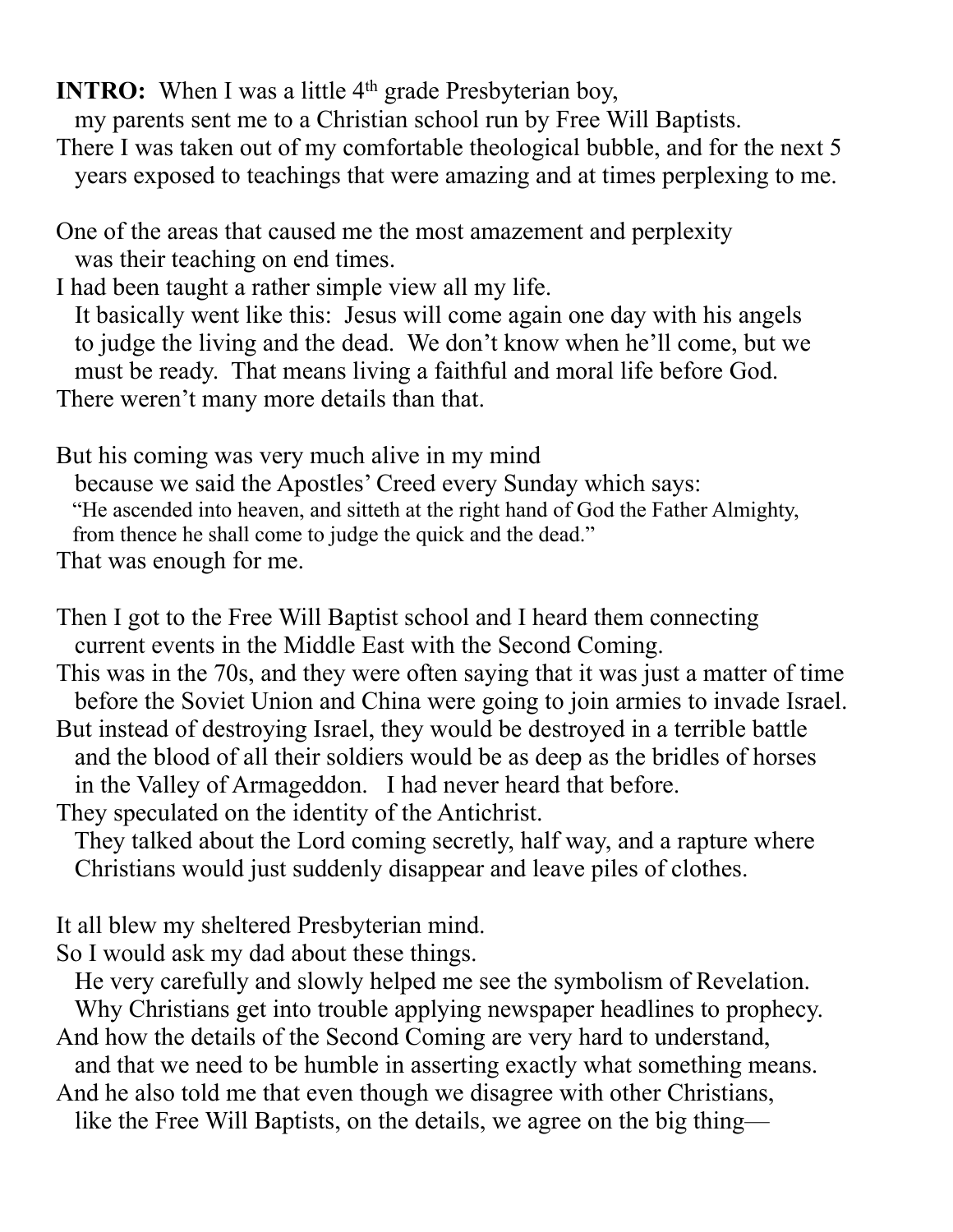**INTRO:** When I was a little 4th grade Presbyterian boy,
my parents sent me to a Christian school run by Free Will Baptists.
There I was taken out of my comfortable theological bubble, and for the next 5 years exposed to teachings that were amazing and at times perplexing to me.

One of the areas that caused me the most amazement and perplexity
was their teaching on end times.
I had been taught a rather simple view all my life.
It basically went like this: Jesus will come again one day with his angels to judge the living and the dead. We don't know when he'll come, but we must be ready. That means living a faithful and moral life before God.
There weren't many more details than that.

But his coming was very much alive in my mind
because we said the Apostles' Creed every Sunday which says:
"He ascended into heaven, and sitteth at the right hand of God the Father Almighty, from thence he shall come to judge the quick and the dead."
That was enough for me.

Then I got to the Free Will Baptist school and I heard them connecting
current events in the Middle East with the Second Coming.
This was in the 70s, and they were often saying that it was just a matter of time before the Soviet Union and China were going to join armies to invade Israel.
But instead of destroying Israel, they would be destroyed in a terrible battle and the blood of all their soldiers would be as deep as the bridles of horses in the Valley of Armageddon. I had never heard that before.
They speculated on the identity of the Antichrist.
They talked about the Lord coming secretly, half way, and a rapture where Christians would just suddenly disappear and leave piles of clothes.

It all blew my sheltered Presbyterian mind.
So I would ask my dad about these things.
He very carefully and slowly helped me see the symbolism of Revelation.
Why Christians get into trouble applying newspaper headlines to prophecy.
And how the details of the Second Coming are very hard to understand,
and that we need to be humble in asserting exactly what something means.
And he also told me that even though we disagree with other Christians,
like the Free Will Baptists, on the details, we agree on the big thing—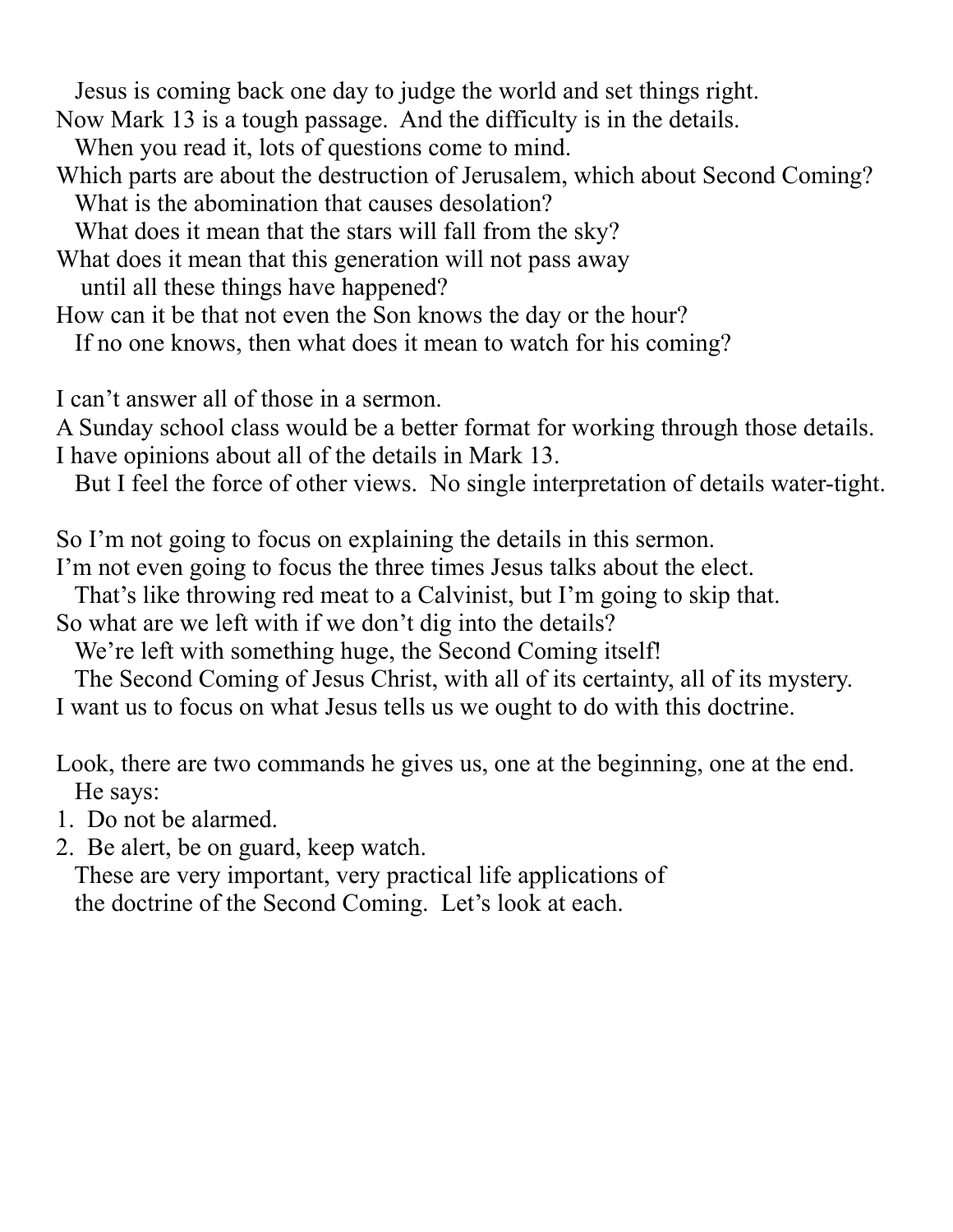Jesus is coming back one day to judge the world and set things right.
Now Mark 13 is a tough passage. And the difficulty is in the details.
When you read it, lots of questions come to mind.
Which parts are about the destruction of Jerusalem, which about Second Coming?
What is the abomination that causes desolation?
What does it mean that the stars will fall from the sky?
What does it mean that this generation will not pass away
until all these things have happened?
How can it be that not even the Son knows the day or the hour?
If no one knows, then what does it mean to watch for his coming?

I can't answer all of those in a sermon.
A Sunday school class would be a better format for working through those details.
I have opinions about all of the details in Mark 13.
But I feel the force of other views. No single interpretation of details water-tight.

So I'm not going to focus on explaining the details in this sermon.
I'm not even going to focus the three times Jesus talks about the elect.
That's like throwing red meat to a Calvinist, but I'm going to skip that.
So what are we left with if we don't dig into the details?
We're left with something huge, the Second Coming itself!
The Second Coming of Jesus Christ, with all of its certainty, all of its mystery.
I want us to focus on what Jesus tells us we ought to do with this doctrine.

Look, there are two commands he gives us, one at the beginning, one at the end.
He says:

1. Do not be alarmed.
2. Be alert, be on guard, keep watch.

These are very important, very practical life applications of
the doctrine of the Second Coming. Let's look at each.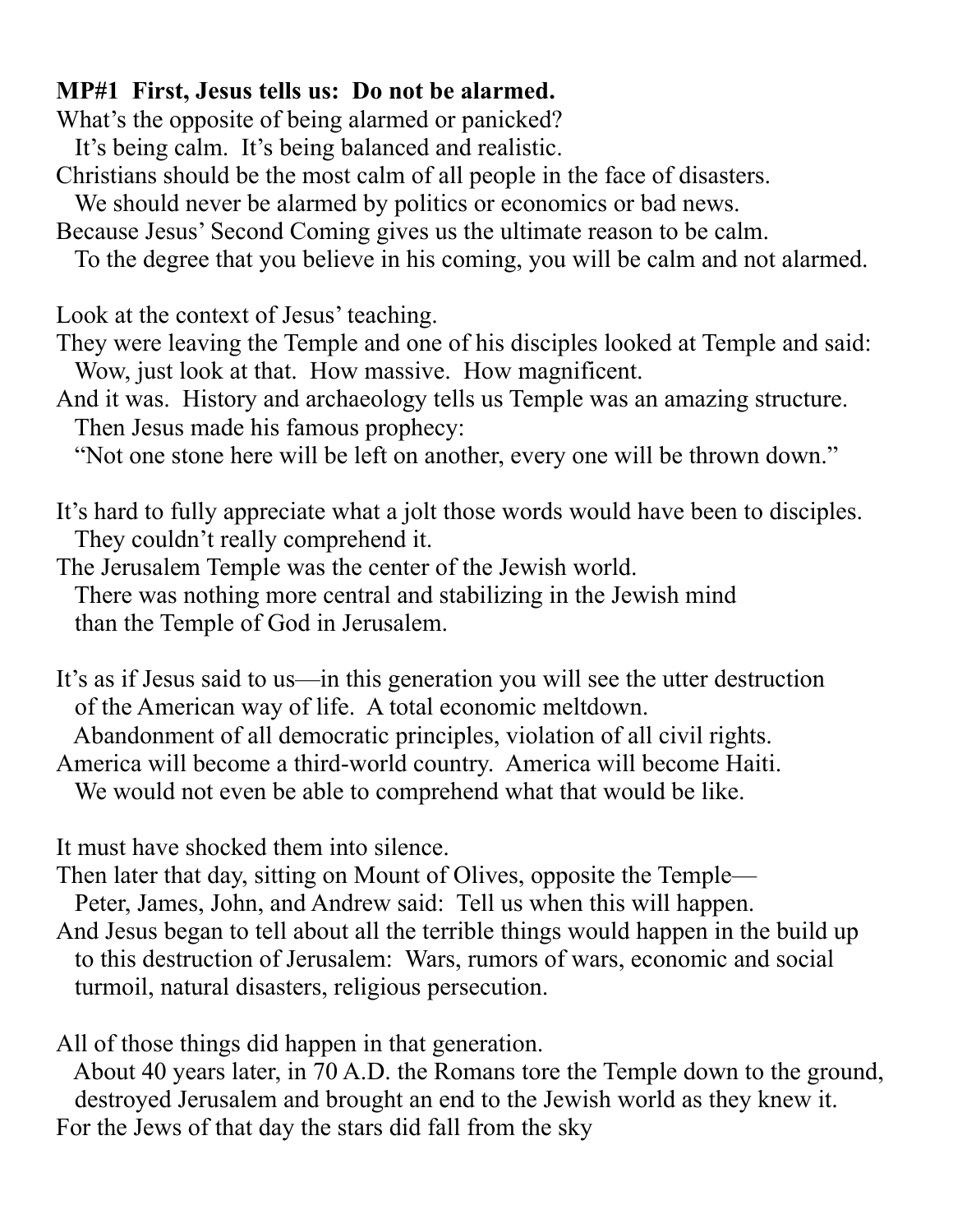**MP#1 First, Jesus tells us: Do not be alarmed.**

What's the opposite of being alarmed or panicked?
It's being calm. It's being balanced and realistic.
Christians should be the most calm of all people in the face of disasters.
We should never be alarmed by politics or economics or bad news.
Because Jesus' Second Coming gives us the ultimate reason to be calm.
To the degree that you believe in his coming, you will be calm and not alarmed.

Look at the context of Jesus' teaching.
They were leaving the Temple and one of his disciples looked at Temple and said:
Wow, just look at that. How massive. How magnificent.
And it was. History and archaeology tells us Temple was an amazing structure.
Then Jesus made his famous prophecy:
"Not one stone here will be left on another, every one will be thrown down."

It's hard to fully appreciate what a jolt those words would have been to disciples.
They couldn't really comprehend it.
The Jerusalem Temple was the center of the Jewish world.
There was nothing more central and stabilizing in the Jewish mind
than the Temple of God in Jerusalem.

It's as if Jesus said to us—in this generation you will see the utter destruction
of the American way of life. A total economic meltdown.
Abandonment of all democratic principles, violation of all civil rights.
America will become a third-world country. America will become Haiti.
We would not even be able to comprehend what that would be like.

It must have shocked them into silence.
Then later that day, sitting on Mount of Olives, opposite the Temple—
Peter, James, John, and Andrew said: Tell us when this will happen.
And Jesus began to tell about all the terrible things would happen in the build up
to this destruction of Jerusalem: Wars, rumors of wars, economic and social
turmoil, natural disasters, religious persecution.

All of those things did happen in that generation.
About 40 years later, in 70 A.D. the Romans tore the Temple down to the ground,
destroyed Jerusalem and brought an end to the Jewish world as they knew it.
For the Jews of that day the stars did fall from the sky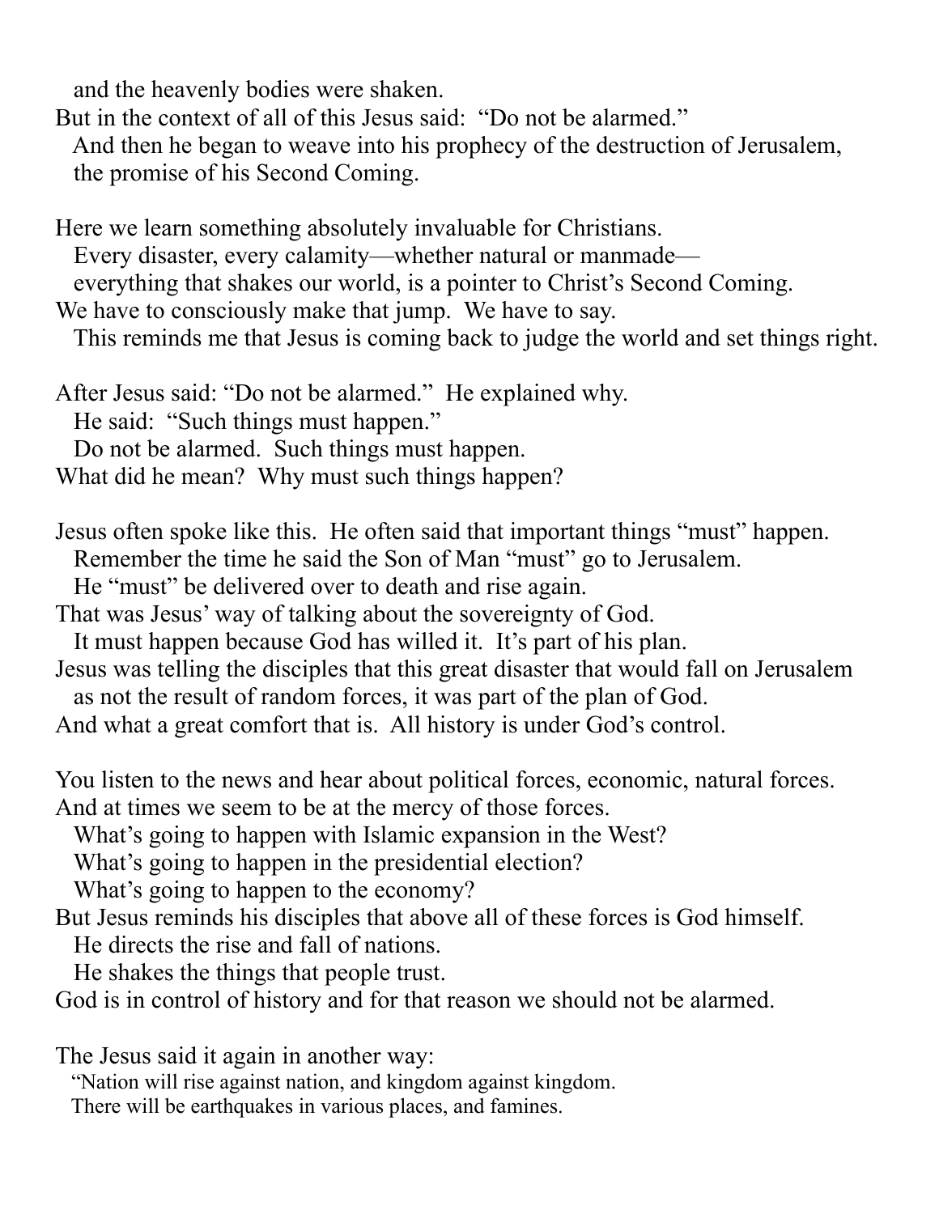and the heavenly bodies were shaken.

But in the context of all of this Jesus said: "Do not be alarmed."
And then he began to weave into his prophecy of the destruction of Jerusalem, the promise of his Second Coming.

Here we learn something absolutely invaluable for Christians.
Every disaster, every calamity—whether natural or manmade—
everything that shakes our world, is a pointer to Christ's Second Coming.
We have to consciously make that jump. We have to say.
This reminds me that Jesus is coming back to judge the world and set things right.

After Jesus said: "Do not be alarmed." He explained why.
He said: "Such things must happen."
Do not be alarmed. Such things must happen.
What did he mean? Why must such things happen?

Jesus often spoke like this. He often said that important things "must" happen.
Remember the time he said the Son of Man "must" go to Jerusalem.
He "must" be delivered over to death and rise again.
That was Jesus' way of talking about the sovereignty of God.
It must happen because God has willed it. It's part of his plan.
Jesus was telling the disciples that this great disaster that would fall on Jerusalem as not the result of random forces, it was part of the plan of God.
And what a great comfort that is. All history is under God's control.

You listen to the news and hear about political forces, economic, natural forces.
And at times we seem to be at the mercy of those forces.
What's going to happen with Islamic expansion in the West?
What's going to happen in the presidential election?
What's going to happen to the economy?
But Jesus reminds his disciples that above all of these forces is God himself.
He directs the rise and fall of nations.
He shakes the things that people trust.
God is in control of history and for that reason we should not be alarmed.

The Jesus said it again in another way:
"Nation will rise against nation, and kingdom against kingdom.
There will be earthquakes in various places, and famines.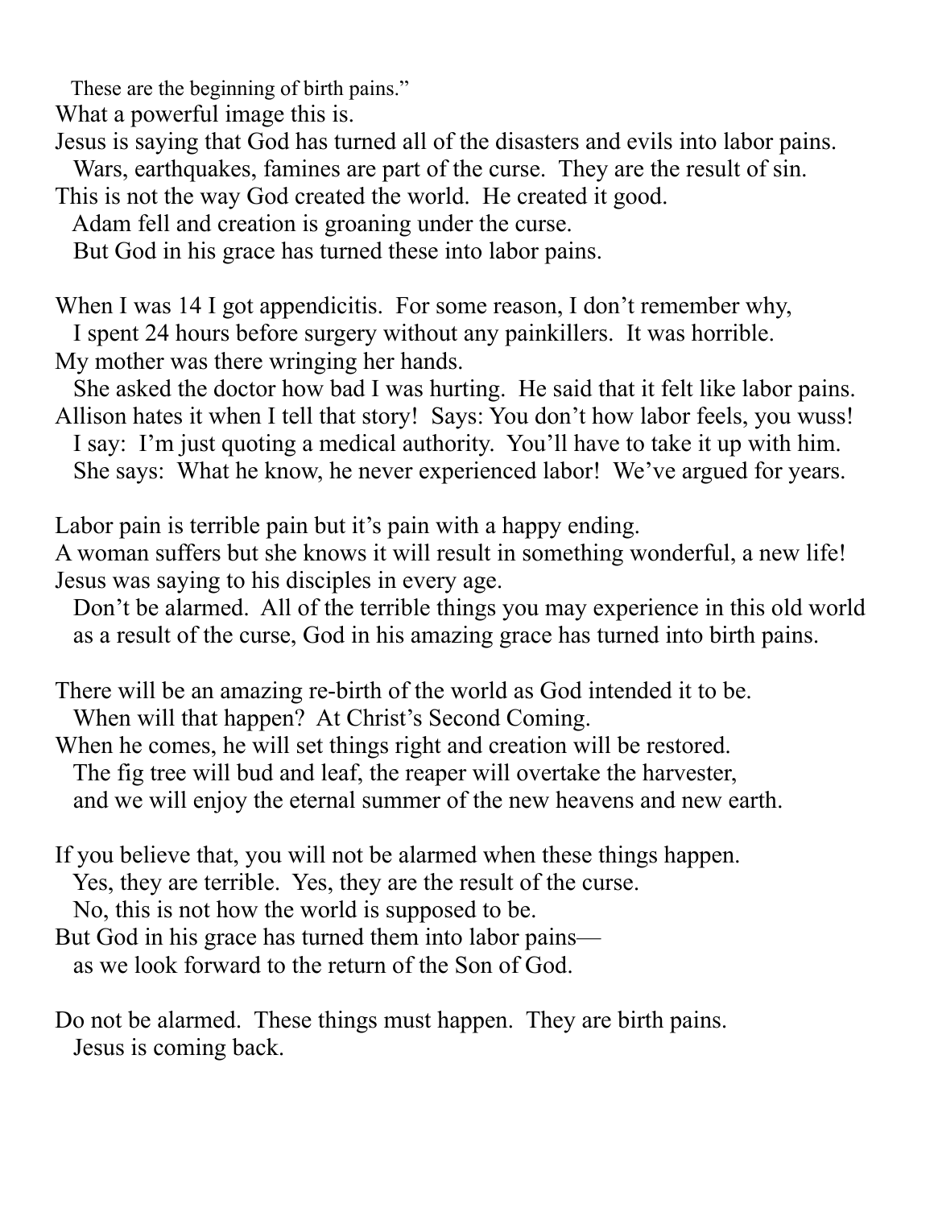These are the beginning of birth pains."

What a powerful image this is.

Jesus is saying that God has turned all of the disasters and evils into labor pains.
Wars, earthquakes, famines are part of the curse. They are the result of sin.
This is not the way God created the world. He created it good.
Adam fell and creation is groaning under the curse.
But God in his grace has turned these into labor pains.

When I was 14 I got appendicitis. For some reason, I don't remember why,
I spent 24 hours before surgery without any painkillers. It was horrible.
My mother was there wringing her hands.
She asked the doctor how bad I was hurting. He said that it felt like labor pains.
Allison hates it when I tell that story! Says: You don't how labor feels, you wuss!
I say: I'm just quoting a medical authority. You'll have to take it up with him.
She says: What he know, he never experienced labor! We've argued for years.

Labor pain is terrible pain but it's pain with a happy ending.
A woman suffers but she knows it will result in something wonderful, a new life!
Jesus was saying to his disciples in every age.
Don't be alarmed. All of the terrible things you may experience in this old world
as a result of the curse, God in his amazing grace has turned into birth pains.

There will be an amazing re-birth of the world as God intended it to be.
When will that happen? At Christ's Second Coming.
When he comes, he will set things right and creation will be restored.
The fig tree will bud and leaf, the reaper will overtake the harvester,
and we will enjoy the eternal summer of the new heavens and new earth.

If you believe that, you will not be alarmed when these things happen.
Yes, they are terrible. Yes, they are the result of the curse.
No, this is not how the world is supposed to be.
But God in his grace has turned them into labor pains—
as we look forward to the return of the Son of God.

Do not be alarmed. These things must happen. They are birth pains.
Jesus is coming back.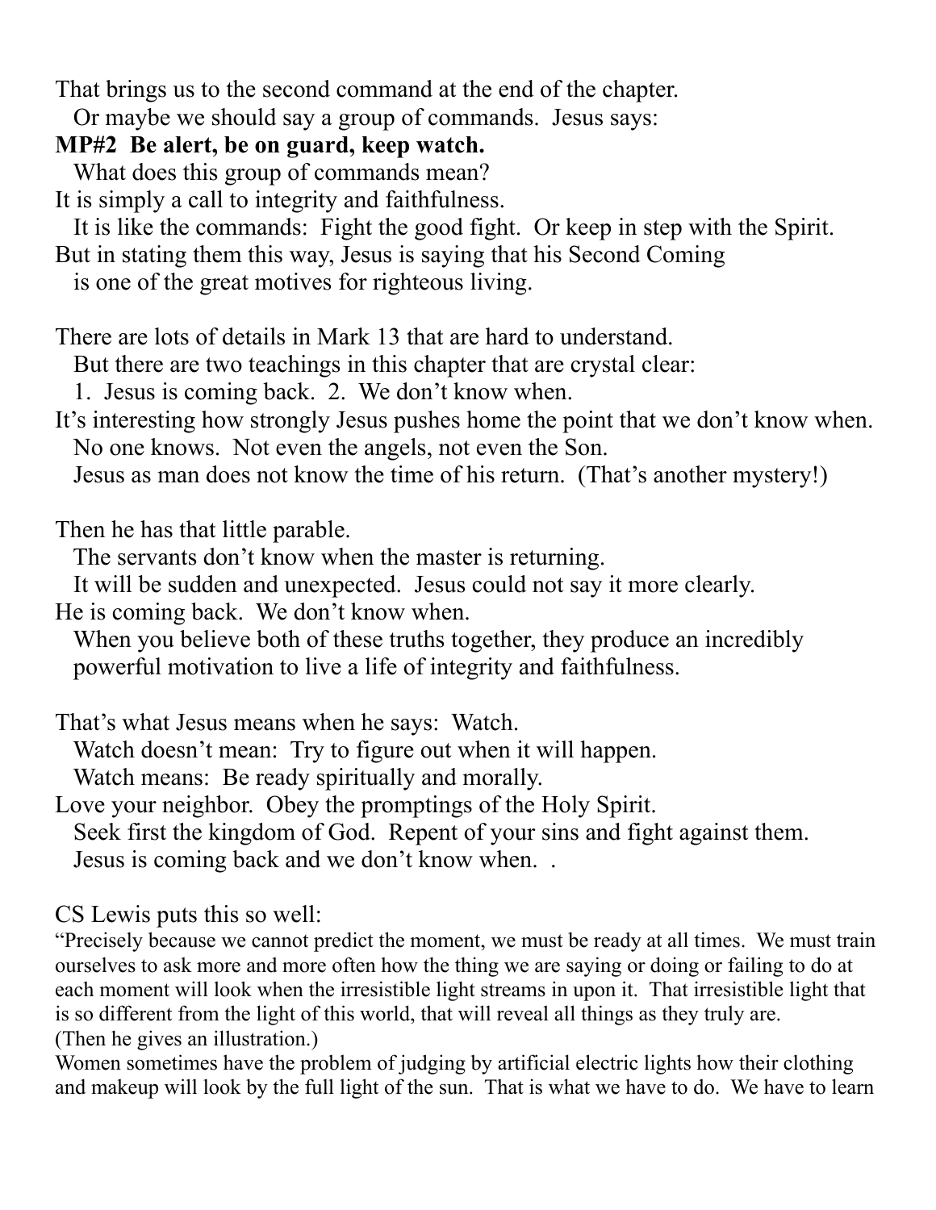That brings us to the second command at the end of the chapter.
Or maybe we should say a group of commands. Jesus says:

**MP#2 Be alert, be on guard, keep watch.**

What does this group of commands mean?
It is simply a call to integrity and faithfulness.
It is like the commands: Fight the good fight. Or keep in step with the Spirit.
But in stating them this way, Jesus is saying that his Second Coming
is one of the great motives for righteous living.

There are lots of details in Mark 13 that are hard to understand.
But there are two teachings in this chapter that are crystal clear:
1. Jesus is coming back. 2. We don't know when.
It's interesting how strongly Jesus pushes home the point that we don't know when.
No one knows. Not even the angels, not even the Son.
Jesus as man does not know the time of his return. (That's another mystery!)

Then he has that little parable.
The servants don't know when the master is returning.
It will be sudden and unexpected. Jesus could not say it more clearly.
He is coming back. We don't know when.
When you believe both of these truths together, they produce an incredibly powerful motivation to live a life of integrity and faithfulness.

That's what Jesus means when he says: Watch.
Watch doesn't mean: Try to figure out when it will happen.
Watch means: Be ready spiritually and morally.
Love your neighbor. Obey the promptings of the Holy Spirit.
Seek first the kingdom of God. Repent of your sins and fight against them.
Jesus is coming back and we don't know when. .

CS Lewis puts this so well:
"Precisely because we cannot predict the moment, we must be ready at all times. We must train ourselves to ask more and more often how the thing we are saying or doing or failing to do at each moment will look when the irresistible light streams in upon it. That irresistible light that is so different from the light of this world, that will reveal all things as they truly are.
(Then he gives an illustration.)
Women sometimes have the problem of judging by artificial electric lights how their clothing and makeup will look by the full light of the sun. That is what we have to do. We have to learn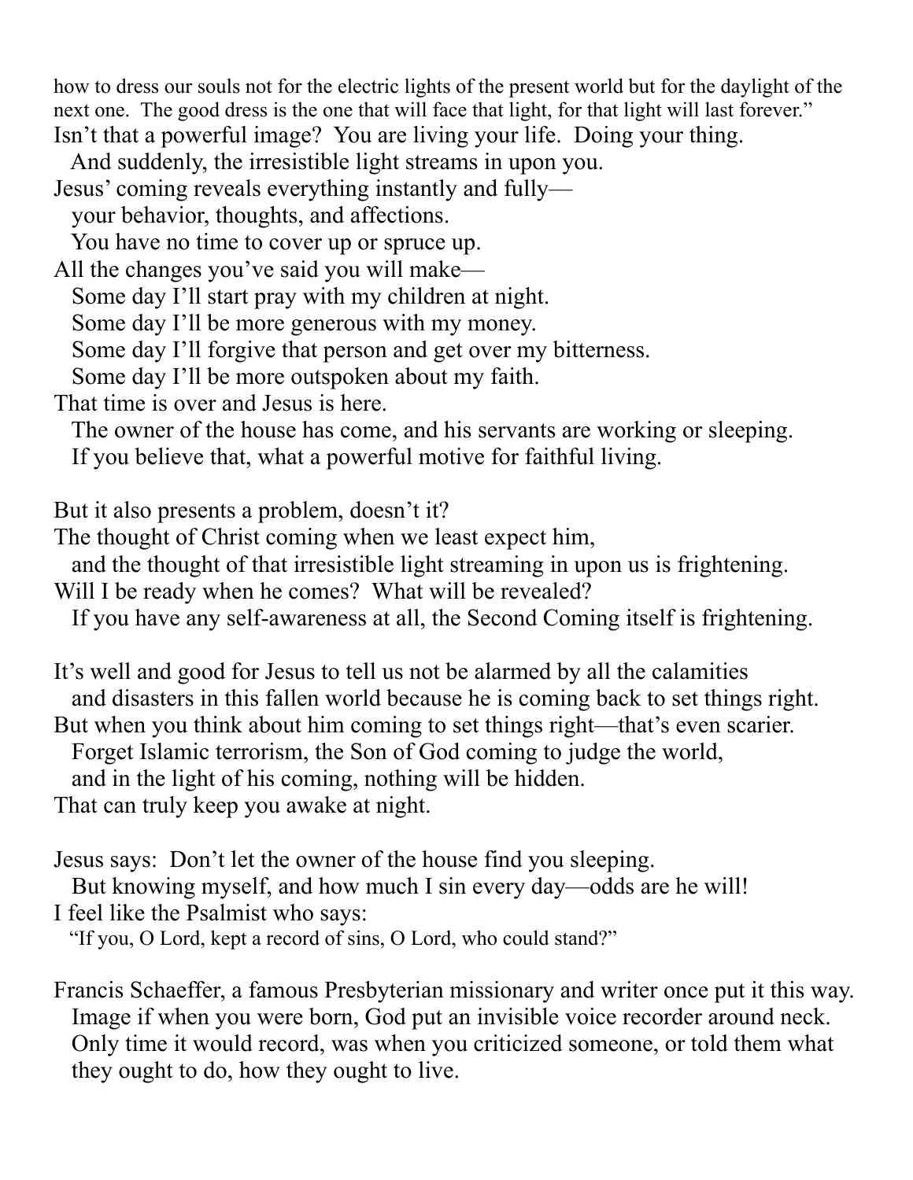how to dress our souls not for the electric lights of the present world but for the daylight of the next one. The good dress is the one that will face that light, for that light will last forever."

Isn't that a powerful image? You are living your life. Doing your thing.
And suddenly, the irresistible light streams in upon you.
Jesus' coming reveals everything instantly and fully—
your behavior, thoughts, and affections.
You have no time to cover up or spruce up.
All the changes you've said you will make—
Some day I'll start pray with my children at night.
Some day I'll be more generous with my money.
Some day I'll forgive that person and get over my bitterness.
Some day I'll be more outspoken about my faith.
That time is over and Jesus is here.
The owner of the house has come, and his servants are working or sleeping.
If you believe that, what a powerful motive for faithful living.

But it also presents a problem, doesn't it?
The thought of Christ coming when we least expect him,
and the thought of that irresistible light streaming in upon us is frightening.
Will I be ready when he comes? What will be revealed?
If you have any self-awareness at all, the Second Coming itself is frightening.

It's well and good for Jesus to tell us not be alarmed by all the calamities
and disasters in this fallen world because he is coming back to set things right.
But when you think about him coming to set things right—that's even scarier.
Forget Islamic terrorism, the Son of God coming to judge the world,
and in the light of his coming, nothing will be hidden.
That can truly keep you awake at night.

Jesus says: Don't let the owner of the house find you sleeping.
But knowing myself, and how much I sin every day—odds are he will!
I feel like the Psalmist who says:
"If you, O Lord, kept a record of sins, O Lord, who could stand?"

Francis Schaeffer, a famous Presbyterian missionary and writer once put it this way.
Image if when you were born, God put an invisible voice recorder around neck.
Only time it would record, was when you criticized someone, or told them what
they ought to do, how they ought to live.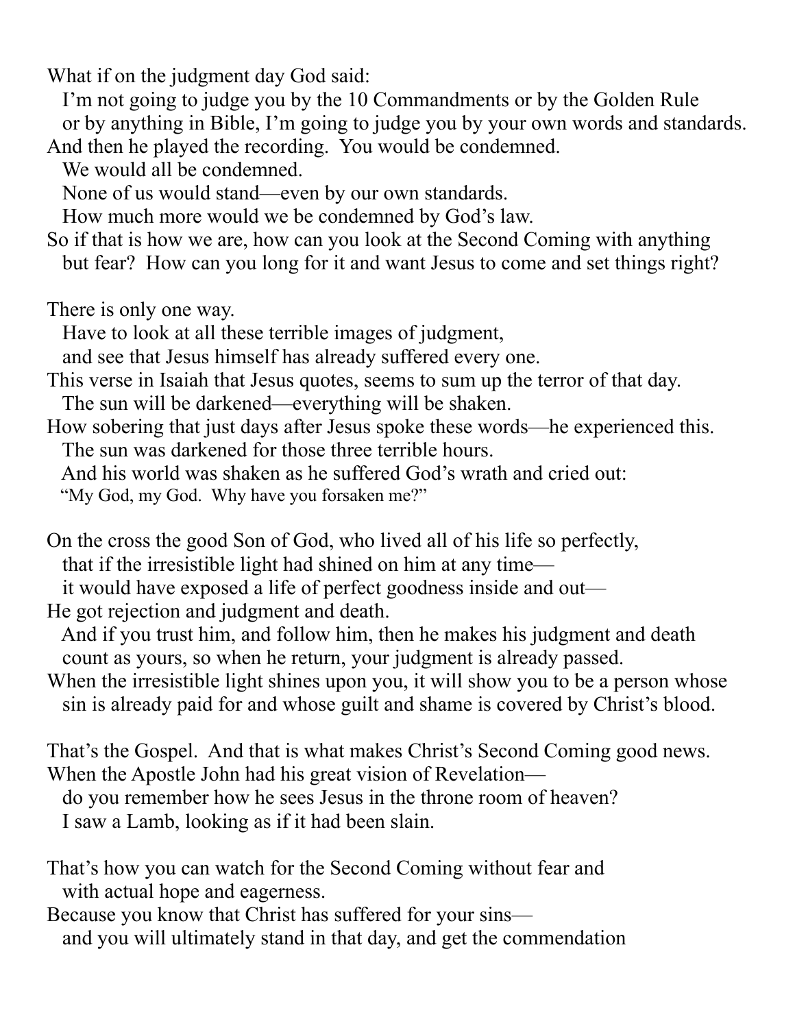What if on the judgment day God said:
I'm not going to judge you by the 10 Commandments or by the Golden Rule or by anything in Bible, I'm going to judge you by your own words and standards.
And then he played the recording. You would be condemned.
We would all be condemned.
None of us would stand—even by our own standards.
How much more would we be condemned by God's law.
So if that is how we are, how can you look at the Second Coming with anything but fear? How can you long for it and want Jesus to come and set things right?

There is only one way.
Have to look at all these terrible images of judgment,
and see that Jesus himself has already suffered every one.
This verse in Isaiah that Jesus quotes, seems to sum up the terror of that day.
The sun will be darkened—everything will be shaken.
How sobering that just days after Jesus spoke these words—he experienced this.
The sun was darkened for those three terrible hours.
And his world was shaken as he suffered God's wrath and cried out:
"My God, my God. Why have you forsaken me?"

On the cross the good Son of God, who lived all of his life so perfectly,
that if the irresistible light had shined on him at any time—
it would have exposed a life of perfect goodness inside and out—
He got rejection and judgment and death.
And if you trust him, and follow him, then he makes his judgment and death count as yours, so when he return, your judgment is already passed.
When the irresistible light shines upon you, it will show you to be a person whose sin is already paid for and whose guilt and shame is covered by Christ's blood.

That's the Gospel. And that is what makes Christ's Second Coming good news.
When the Apostle John had his great vision of Revelation—
do you remember how he sees Jesus in the throne room of heaven?
I saw a Lamb, looking as if it had been slain.

That's how you can watch for the Second Coming without fear and with actual hope and eagerness.
Because you know that Christ has suffered for your sins—
and you will ultimately stand in that day, and get the commendation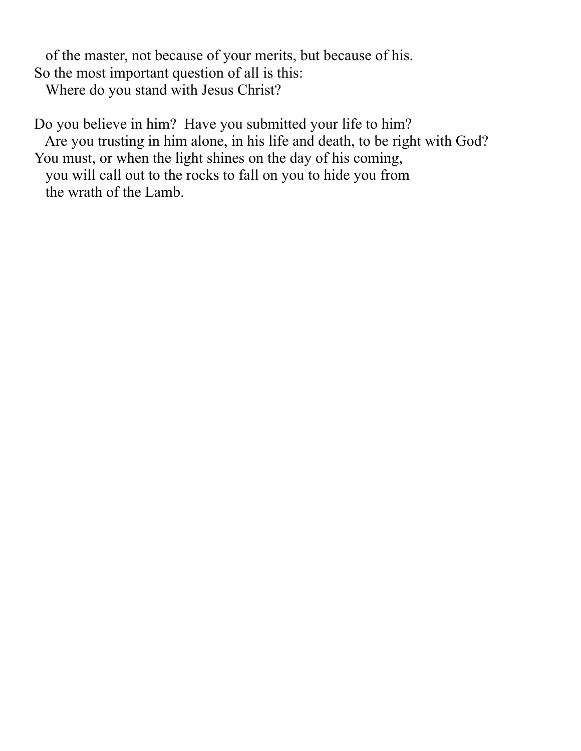of the master, not because of your merits, but because of his.
So the most important question of all is this:
Where do you stand with Jesus Christ?

Do you believe in him? Have you submitted your life to him?
Are you trusting in him alone, in his life and death, to be right with God?
You must, or when the light shines on the day of his coming,
you will call out to the rocks to fall on you to hide you from
the wrath of the Lamb.